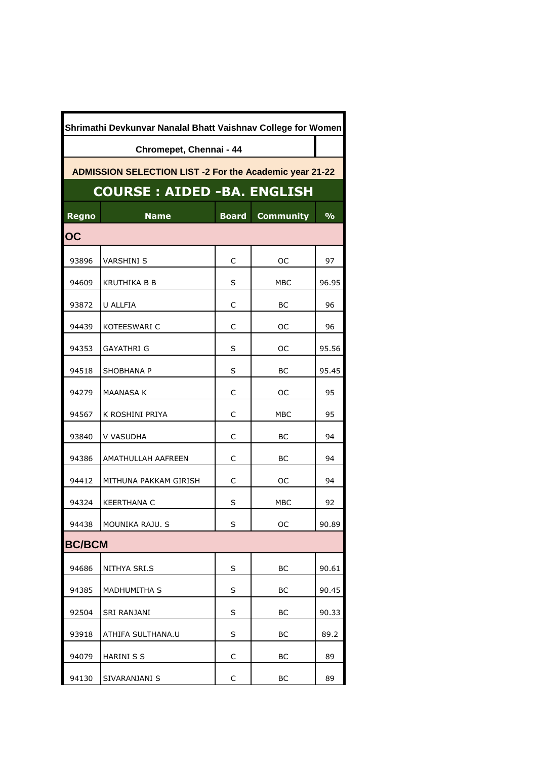# Shrimathi Devkunvar Nanalal Bhatt Vaishnav College for Women

## Chromepet, Chennai - 44

### ADMISSION SELECTION LIST -2 For the Academic year 21-22

## COURSE : AIDED -BA. ENGLISH

| Regno | Name | Board | Community | % |
|---|---|---|---|---|
| **OC** | | | | |
| 93896 | VARSHINI S | C | OC | 97 |
| 94609 | KRUTHIKA B B | S | MBC | 96.95 |
| 93872 | U ALLFIA | C | BC | 96 |
| 94439 | KOTEESWARI C | C | OC | 96 |
| 94353 | GAYATHRI G | S | OC | 95.56 |
| 94518 | SHOBHANA P | S | BC | 95.45 |
| 94279 | MAANASA K | C | OC | 95 |
| 94567 | K ROSHINI PRIYA | C | MBC | 95 |
| 93840 | V VASUDHA | C | BC | 94 |
| 94386 | AMATHULLAH AAFREEN | C | BC | 94 |
| 94412 | MITHUNA PAKKAM GIRISH | C | OC | 94 |
| 94324 | KEERTHANA C | S | MBC | 92 |
| 94438 | MOUNIKA RAJU. S | S | OC | 90.89 |
| **BC/BCM** | | | | |
| 94686 | NITHYA SRI.S | S | BC | 90.61 |
| 94385 | MADHUMITHA S | S | BC | 90.45 |
| 92504 | SRI RANJANI | S | BC | 90.33 |
| 93918 | ATHIFA SULTHANA.U | S | BC | 89.2 |
| 94079 | HARINI S S | C | BC | 89 |
| 94130 | SIVARANJANI S | C | BC | 89 |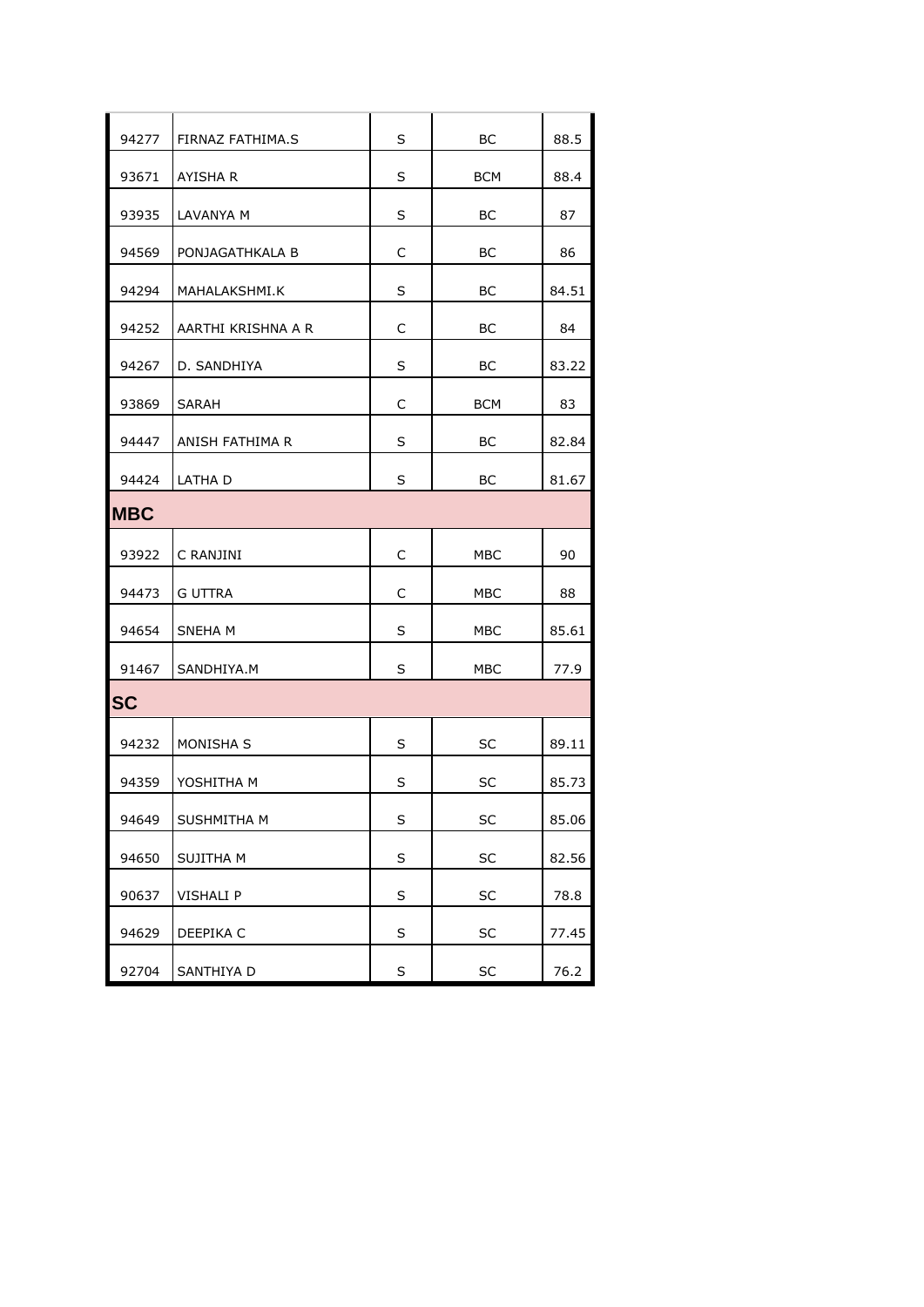| | | | | |
|---|---|---|---|---|
| 94277 | FIRNAZ FATHIMA.S | S | BC | 88.5 |
| 93671 | AYISHA R | S | BCM | 88.4 |
| 93935 | LAVANYA M | S | BC | 87 |
| 94569 | PONJAGATHKALA B | C | BC | 86 |
| 94294 | MAHALAKSHMI.K | S | BC | 84.51 |
| 94252 | AARTHI KRISHNA A R | C | BC | 84 |
| 94267 | D. SANDHIYA | S | BC | 83.22 |
| 93869 | SARAH | C | BCM | 83 |
| 94447 | ANISH FATHIMA R | S | BC | 82.84 |
| 94424 | LATHA D | S | BC | 81.67 |
| **MBC** | | | | |
| 93922 | C RANJINI | C | MBC | 90 |
| 94473 | G UTTRA | C | MBC | 88 |
| 94654 | SNEHA M | S | MBC | 85.61 |
| 91467 | SANDHIYA.M | S | MBC | 77.9 |
| **SC** | | | | |
| 94232 | MONISHA S | S | SC | 89.11 |
| 94359 | YOSHITHA M | S | SC | 85.73 |
| 94649 | SUSHMITHA M | S | SC | 85.06 |
| 94650 | SUJITHA M | S | SC | 82.56 |
| 90637 | VISHALI P | S | SC | 78.8 |
| 94629 | DEEPIKA C | S | SC | 77.45 |
| 92704 | SANTHIYA D | S | SC | 76.2 |